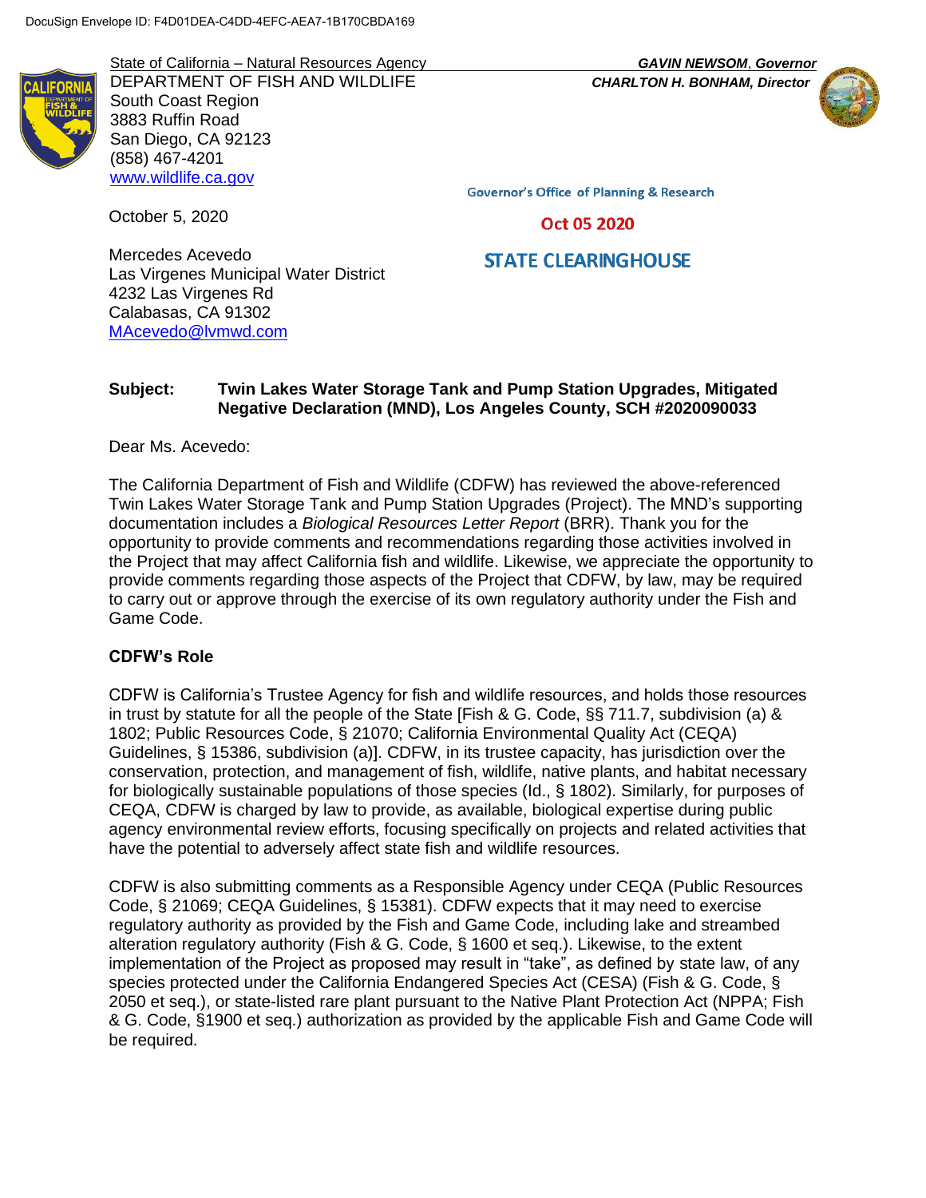DocuSign Envelope ID: F4D01DEA-C4DD-4EFC-AEA7-1B170CBDA169

State of California – Natural Resources Agency
DEPARTMENT OF FISH AND WILDLIFE
South Coast Region
3883 Ruffin Road
San Diego, CA 92123
(858) 467-4201
www.wildlife.ca.gov

***GAVIN NEWSOM*, *Governor***
***CHARLTON H. BONHAM, Director***

Governor's Office of Planning & Research

Oct 05 2020

STATE CLEARINGHOUSE

October 5, 2020

Mercedes Acevedo
Las Virgenes Municipal Water District
4232 Las Virgenes Rd
Calabasas, CA 91302
MAcevedo@lvmwd.com

**Subject: Twin Lakes Water Storage Tank and Pump Station Upgrades, Mitigated Negative Declaration (MND), Los Angeles County, SCH #2020090033**

Dear Ms. Acevedo:

The California Department of Fish and Wildlife (CDFW) has reviewed the above-referenced Twin Lakes Water Storage Tank and Pump Station Upgrades (Project). The MND's supporting documentation includes a *Biological Resources Letter Report* (BRR). Thank you for the opportunity to provide comments and recommendations regarding those activities involved in the Project that may affect California fish and wildlife. Likewise, we appreciate the opportunity to provide comments regarding those aspects of the Project that CDFW, by law, may be required to carry out or approve through the exercise of its own regulatory authority under the Fish and Game Code.

## CDFW's Role

CDFW is California's Trustee Agency for fish and wildlife resources, and holds those resources in trust by statute for all the people of the State [Fish & G. Code, §§ 711.7, subdivision (a) & 1802; Public Resources Code, § 21070; California Environmental Quality Act (CEQA) Guidelines, § 15386, subdivision (a)]. CDFW, in its trustee capacity, has jurisdiction over the conservation, protection, and management of fish, wildlife, native plants, and habitat necessary for biologically sustainable populations of those species (Id., § 1802). Similarly, for purposes of CEQA, CDFW is charged by law to provide, as available, biological expertise during public agency environmental review efforts, focusing specifically on projects and related activities that have the potential to adversely affect state fish and wildlife resources.

CDFW is also submitting comments as a Responsible Agency under CEQA (Public Resources Code, § 21069; CEQA Guidelines, § 15381). CDFW expects that it may need to exercise regulatory authority as provided by the Fish and Game Code, including lake and streambed alteration regulatory authority (Fish & G. Code, § 1600 et seq.). Likewise, to the extent implementation of the Project as proposed may result in "take", as defined by state law, of any species protected under the California Endangered Species Act (CESA) (Fish & G. Code, § 2050 et seq.), or state-listed rare plant pursuant to the Native Plant Protection Act (NPPA; Fish & G. Code, §1900 et seq.) authorization as provided by the applicable Fish and Game Code will be required.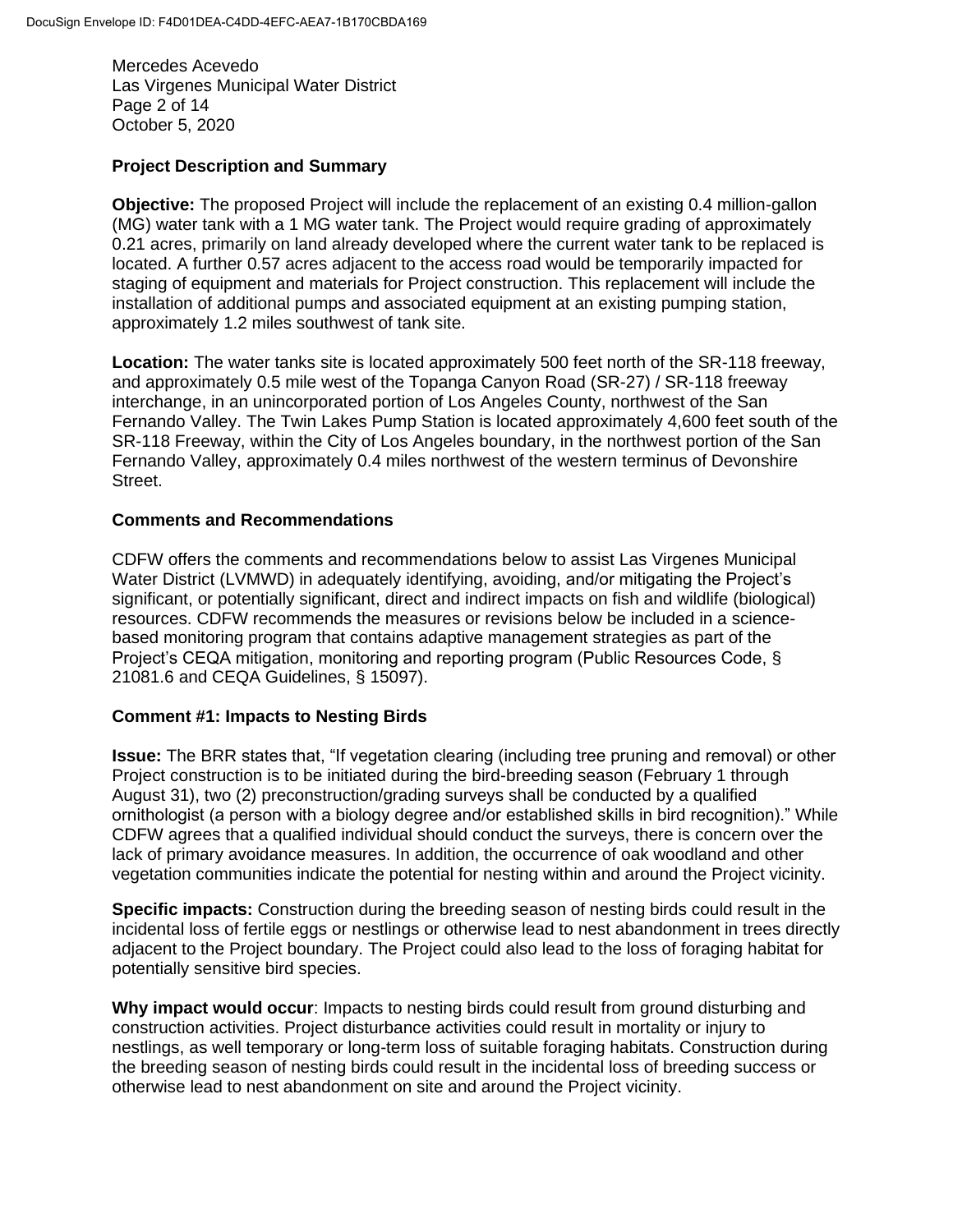## Project Description and Summary

**Objective:** The proposed Project will include the replacement of an existing 0.4 million-gallon (MG) water tank with a 1 MG water tank. The Project would require grading of approximately 0.21 acres, primarily on land already developed where the current water tank to be replaced is located. A further 0.57 acres adjacent to the access road would be temporarily impacted for staging of equipment and materials for Project construction. This replacement will include the installation of additional pumps and associated equipment at an existing pumping station, approximately 1.2 miles southwest of tank site.

**Location:** The water tanks site is located approximately 500 feet north of the SR-118 freeway, and approximately 0.5 mile west of the Topanga Canyon Road (SR-27) / SR-118 freeway interchange, in an unincorporated portion of Los Angeles County, northwest of the San Fernando Valley. The Twin Lakes Pump Station is located approximately 4,600 feet south of the SR-118 Freeway, within the City of Los Angeles boundary, in the northwest portion of the San Fernando Valley, approximately 0.4 miles northwest of the western terminus of Devonshire Street.

## Comments and Recommendations

CDFW offers the comments and recommendations below to assist Las Virgenes Municipal Water District (LVMWD) in adequately identifying, avoiding, and/or mitigating the Project's significant, or potentially significant, direct and indirect impacts on fish and wildlife (biological) resources. CDFW recommends the measures or revisions below be included in a science-based monitoring program that contains adaptive management strategies as part of the Project's CEQA mitigation, monitoring and reporting program (Public Resources Code, § 21081.6 and CEQA Guidelines, § 15097).

### Comment #1: Impacts to Nesting Birds

**Issue:** The BRR states that, "If vegetation clearing (including tree pruning and removal) or other Project construction is to be initiated during the bird-breeding season (February 1 through August 31), two (2) preconstruction/grading surveys shall be conducted by a qualified ornithologist (a person with a biology degree and/or established skills in bird recognition)." While CDFW agrees that a qualified individual should conduct the surveys, there is concern over the lack of primary avoidance measures. In addition, the occurrence of oak woodland and other vegetation communities indicate the potential for nesting within and around the Project vicinity.

**Specific impacts:** Construction during the breeding season of nesting birds could result in the incidental loss of fertile eggs or nestlings or otherwise lead to nest abandonment in trees directly adjacent to the Project boundary. The Project could also lead to the loss of foraging habitat for potentially sensitive bird species.

**Why impact would occur**: Impacts to nesting birds could result from ground disturbing and construction activities. Project disturbance activities could result in mortality or injury to nestlings, as well temporary or long-term loss of suitable foraging habitats. Construction during the breeding season of nesting birds could result in the incidental loss of breeding success or otherwise lead to nest abandonment on site and around the Project vicinity.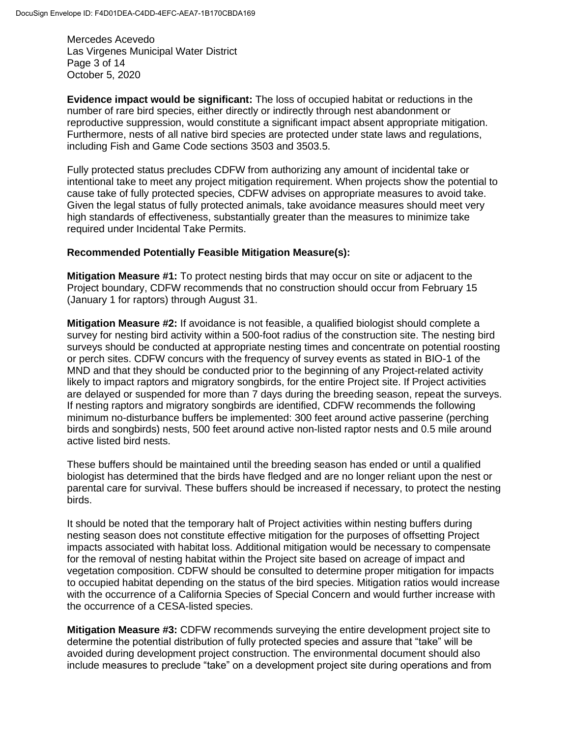**Evidence impact would be significant:** The loss of occupied habitat or reductions in the number of rare bird species, either directly or indirectly through nest abandonment or reproductive suppression, would constitute a significant impact absent appropriate mitigation. Furthermore, nests of all native bird species are protected under state laws and regulations, including Fish and Game Code sections 3503 and 3503.5.

Fully protected status precludes CDFW from authorizing any amount of incidental take or intentional take to meet any project mitigation requirement. When projects show the potential to cause take of fully protected species, CDFW advises on appropriate measures to avoid take. Given the legal status of fully protected animals, take avoidance measures should meet very high standards of effectiveness, substantially greater than the measures to minimize take required under Incidental Take Permits.

**Recommended Potentially Feasible Mitigation Measure(s):**

**Mitigation Measure #1:** To protect nesting birds that may occur on site or adjacent to the Project boundary, CDFW recommends that no construction should occur from February 15 (January 1 for raptors) through August 31.

**Mitigation Measure #2:** If avoidance is not feasible, a qualified biologist should complete a survey for nesting bird activity within a 500-foot radius of the construction site. The nesting bird surveys should be conducted at appropriate nesting times and concentrate on potential roosting or perch sites. CDFW concurs with the frequency of survey events as stated in BIO-1 of the MND and that they should be conducted prior to the beginning of any Project-related activity likely to impact raptors and migratory songbirds, for the entire Project site. If Project activities are delayed or suspended for more than 7 days during the breeding season, repeat the surveys. If nesting raptors and migratory songbirds are identified, CDFW recommends the following minimum no-disturbance buffers be implemented: 300 feet around active passerine (perching birds and songbirds) nests, 500 feet around active non-listed raptor nests and 0.5 mile around active listed bird nests.

These buffers should be maintained until the breeding season has ended or until a qualified biologist has determined that the birds have fledged and are no longer reliant upon the nest or parental care for survival. These buffers should be increased if necessary, to protect the nesting birds.

It should be noted that the temporary halt of Project activities within nesting buffers during nesting season does not constitute effective mitigation for the purposes of offsetting Project impacts associated with habitat loss. Additional mitigation would be necessary to compensate for the removal of nesting habitat within the Project site based on acreage of impact and vegetation composition. CDFW should be consulted to determine proper mitigation for impacts to occupied habitat depending on the status of the bird species. Mitigation ratios would increase with the occurrence of a California Species of Special Concern and would further increase with the occurrence of a CESA-listed species.

**Mitigation Measure #3:** CDFW recommends surveying the entire development project site to determine the potential distribution of fully protected species and assure that "take" will be avoided during development project construction. The environmental document should also include measures to preclude "take" on a development project site during operations and from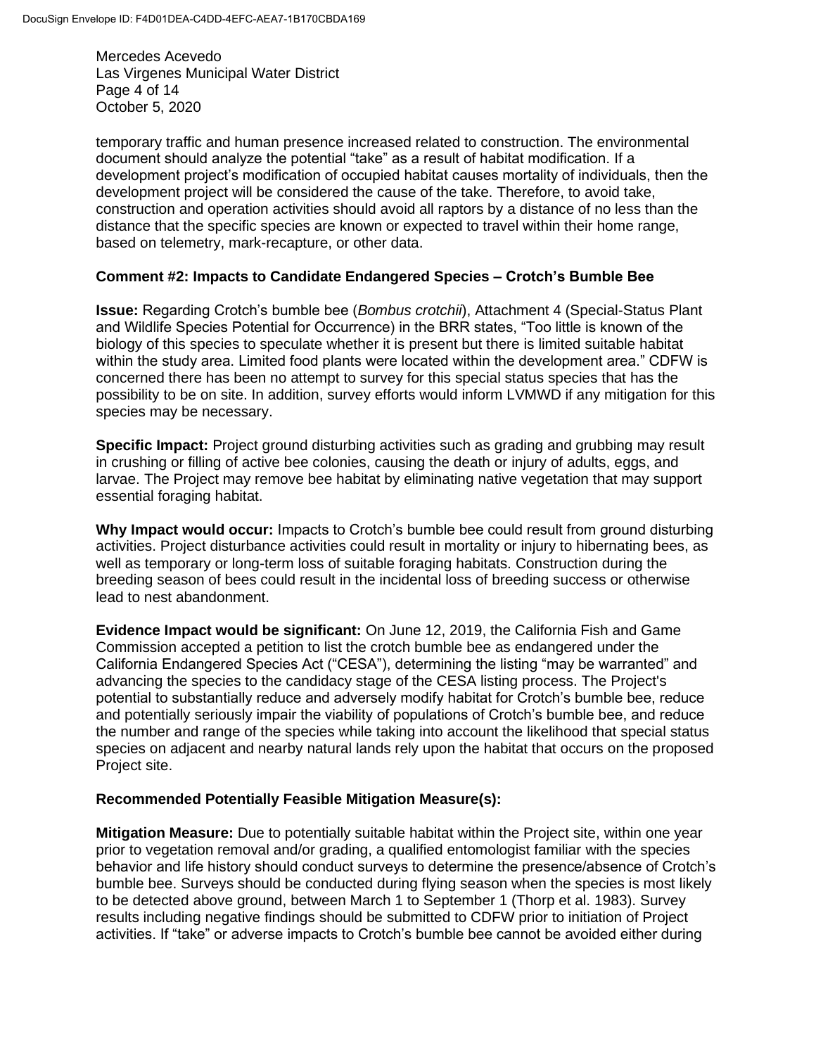temporary traffic and human presence increased related to construction. The environmental document should analyze the potential "take" as a result of habitat modification. If a development project's modification of occupied habitat causes mortality of individuals, then the development project will be considered the cause of the take. Therefore, to avoid take, construction and operation activities should avoid all raptors by a distance of no less than the distance that the specific species are known or expected to travel within their home range, based on telemetry, mark-recapture, or other data.

**Comment #2: Impacts to Candidate Endangered Species – Crotch's Bumble Bee**

**Issue:** Regarding Crotch's bumble bee (*Bombus crotchii*), Attachment 4 (Special-Status Plant and Wildlife Species Potential for Occurrence) in the BRR states, "Too little is known of the biology of this species to speculate whether it is present but there is limited suitable habitat within the study area. Limited food plants were located within the development area." CDFW is concerned there has been no attempt to survey for this special status species that has the possibility to be on site. In addition, survey efforts would inform LVMWD if any mitigation for this species may be necessary.

**Specific Impact:** Project ground disturbing activities such as grading and grubbing may result in crushing or filling of active bee colonies, causing the death or injury of adults, eggs, and larvae. The Project may remove bee habitat by eliminating native vegetation that may support essential foraging habitat.

**Why Impact would occur:** Impacts to Crotch's bumble bee could result from ground disturbing activities. Project disturbance activities could result in mortality or injury to hibernating bees, as well as temporary or long-term loss of suitable foraging habitats. Construction during the breeding season of bees could result in the incidental loss of breeding success or otherwise lead to nest abandonment.

**Evidence Impact would be significant:** On June 12, 2019, the California Fish and Game Commission accepted a petition to list the crotch bumble bee as endangered under the California Endangered Species Act ("CESA"), determining the listing "may be warranted" and advancing the species to the candidacy stage of the CESA listing process. The Project's potential to substantially reduce and adversely modify habitat for Crotch's bumble bee, reduce and potentially seriously impair the viability of populations of Crotch's bumble bee, and reduce the number and range of the species while taking into account the likelihood that special status species on adjacent and nearby natural lands rely upon the habitat that occurs on the proposed Project site.

**Recommended Potentially Feasible Mitigation Measure(s):**

**Mitigation Measure:** Due to potentially suitable habitat within the Project site, within one year prior to vegetation removal and/or grading, a qualified entomologist familiar with the species behavior and life history should conduct surveys to determine the presence/absence of Crotch's bumble bee. Surveys should be conducted during flying season when the species is most likely to be detected above ground, between March 1 to September 1 (Thorp et al. 1983). Survey results including negative findings should be submitted to CDFW prior to initiation of Project activities. If "take" or adverse impacts to Crotch's bumble bee cannot be avoided either during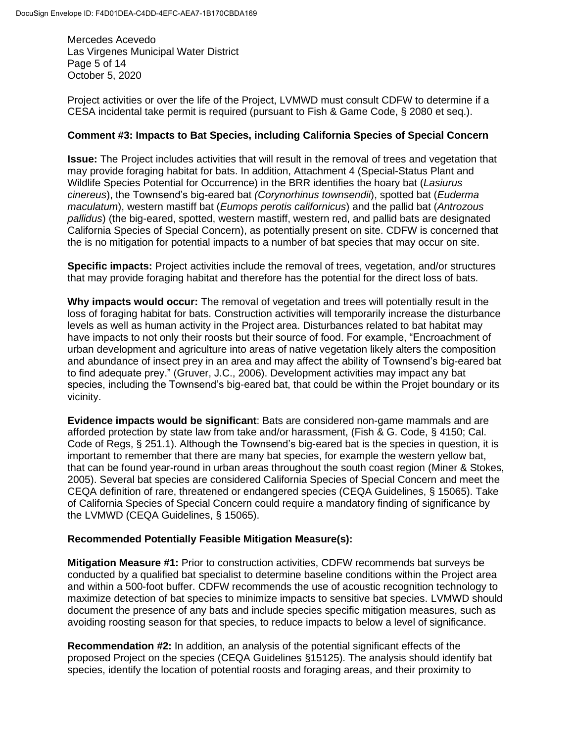Project activities or over the life of the Project, LVMWD must consult CDFW to determine if a CESA incidental take permit is required (pursuant to Fish & Game Code, § 2080 et seq.).

**Comment #3: Impacts to Bat Species, including California Species of Special Concern**

**Issue:** The Project includes activities that will result in the removal of trees and vegetation that may provide foraging habitat for bats. In addition, Attachment 4 (Special-Status Plant and Wildlife Species Potential for Occurrence) in the BRR identifies the hoary bat (*Lasiurus cinereus*), the Townsend's big-eared bat *(Corynorhinus townsendii*), spotted bat (*Euderma maculatum*), western mastiff bat (*Eumops perotis californicus*) and the pallid bat (*Antrozous pallidus*) (the big-eared, spotted, western mastiff, western red, and pallid bats are designated California Species of Special Concern), as potentially present on site. CDFW is concerned that the is no mitigation for potential impacts to a number of bat species that may occur on site.

**Specific impacts:** Project activities include the removal of trees, vegetation, and/or structures that may provide foraging habitat and therefore has the potential for the direct loss of bats.

**Why impacts would occur:** The removal of vegetation and trees will potentially result in the loss of foraging habitat for bats. Construction activities will temporarily increase the disturbance levels as well as human activity in the Project area. Disturbances related to bat habitat may have impacts to not only their roosts but their source of food. For example, "Encroachment of urban development and agriculture into areas of native vegetation likely alters the composition and abundance of insect prey in an area and may affect the ability of Townsend's big-eared bat to find adequate prey." (Gruver, J.C., 2006). Development activities may impact any bat species, including the Townsend's big-eared bat, that could be within the Projet boundary or its vicinity.

**Evidence impacts would be significant**: Bats are considered non-game mammals and are afforded protection by state law from take and/or harassment, (Fish & G. Code, § 4150; Cal. Code of Regs, § 251.1). Although the Townsend's big-eared bat is the species in question, it is important to remember that there are many bat species, for example the western yellow bat, that can be found year-round in urban areas throughout the south coast region (Miner & Stokes, 2005). Several bat species are considered California Species of Special Concern and meet the CEQA definition of rare, threatened or endangered species (CEQA Guidelines, § 15065). Take of California Species of Special Concern could require a mandatory finding of significance by the LVMWD (CEQA Guidelines, § 15065).

**Recommended Potentially Feasible Mitigation Measure(s):**

**Mitigation Measure #1:** Prior to construction activities, CDFW recommends bat surveys be conducted by a qualified bat specialist to determine baseline conditions within the Project area and within a 500-foot buffer. CDFW recommends the use of acoustic recognition technology to maximize detection of bat species to minimize impacts to sensitive bat species. LVMWD should document the presence of any bats and include species specific mitigation measures, such as avoiding roosting season for that species, to reduce impacts to below a level of significance.

**Recommendation #2:** In addition, an analysis of the potential significant effects of the proposed Project on the species (CEQA Guidelines §15125). The analysis should identify bat species, identify the location of potential roosts and foraging areas, and their proximity to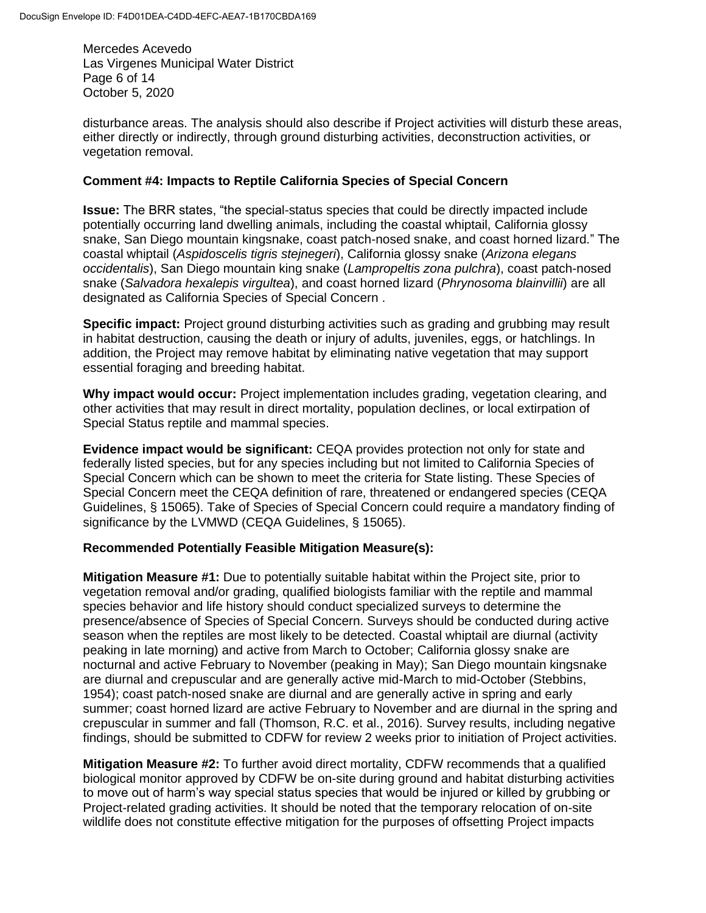disturbance areas. The analysis should also describe if Project activities will disturb these areas, either directly or indirectly, through ground disturbing activities, deconstruction activities, or vegetation removal.

**Comment #4: Impacts to Reptile California Species of Special Concern**

**Issue:** The BRR states, "the special-status species that could be directly impacted include potentially occurring land dwelling animals, including the coastal whiptail, California glossy snake, San Diego mountain kingsnake, coast patch-nosed snake, and coast horned lizard." The coastal whiptail (*Aspidoscelis tigris stejnegeri*), California glossy snake (*Arizona elegans occidentalis*), San Diego mountain king snake (*Lampropeltis zona pulchra*), coast patch-nosed snake (*Salvadora hexalepis virgultea*), and coast horned lizard (*Phrynosoma blainvillii*) are all designated as California Species of Special Concern .

**Specific impact:** Project ground disturbing activities such as grading and grubbing may result in habitat destruction, causing the death or injury of adults, juveniles, eggs, or hatchlings. In addition, the Project may remove habitat by eliminating native vegetation that may support essential foraging and breeding habitat.

**Why impact would occur:** Project implementation includes grading, vegetation clearing, and other activities that may result in direct mortality, population declines, or local extirpation of Special Status reptile and mammal species.

**Evidence impact would be significant:** CEQA provides protection not only for state and federally listed species, but for any species including but not limited to California Species of Special Concern which can be shown to meet the criteria for State listing. These Species of Special Concern meet the CEQA definition of rare, threatened or endangered species (CEQA Guidelines, § 15065). Take of Species of Special Concern could require a mandatory finding of significance by the LVMWD (CEQA Guidelines, § 15065).

**Recommended Potentially Feasible Mitigation Measure(s):**

**Mitigation Measure #1:** Due to potentially suitable habitat within the Project site, prior to vegetation removal and/or grading, qualified biologists familiar with the reptile and mammal species behavior and life history should conduct specialized surveys to determine the presence/absence of Species of Special Concern. Surveys should be conducted during active season when the reptiles are most likely to be detected. Coastal whiptail are diurnal (activity peaking in late morning) and active from March to October; California glossy snake are nocturnal and active February to November (peaking in May); San Diego mountain kingsnake are diurnal and crepuscular and are generally active mid-March to mid-October (Stebbins, 1954); coast patch-nosed snake are diurnal and are generally active in spring and early summer; coast horned lizard are active February to November and are diurnal in the spring and crepuscular in summer and fall (Thomson, R.C. et al., 2016). Survey results, including negative findings, should be submitted to CDFW for review 2 weeks prior to initiation of Project activities.

**Mitigation Measure #2:** To further avoid direct mortality, CDFW recommends that a qualified biological monitor approved by CDFW be on-site during ground and habitat disturbing activities to move out of harm's way special status species that would be injured or killed by grubbing or Project-related grading activities. It should be noted that the temporary relocation of on-site wildlife does not constitute effective mitigation for the purposes of offsetting Project impacts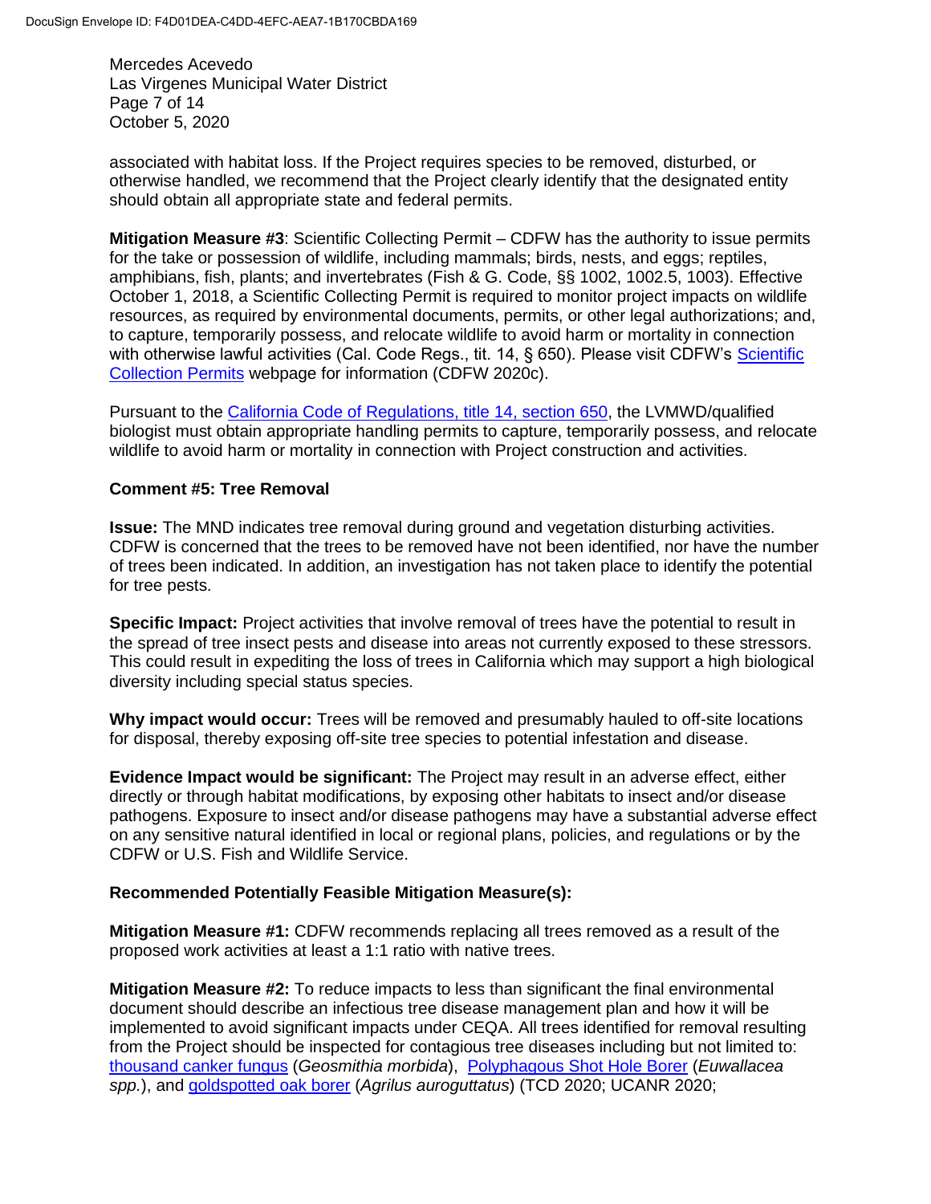associated with habitat loss. If the Project requires species to be removed, disturbed, or otherwise handled, we recommend that the Project clearly identify that the designated entity should obtain all appropriate state and federal permits.

**Mitigation Measure #3**: Scientific Collecting Permit – CDFW has the authority to issue permits for the take or possession of wildlife, including mammals; birds, nests, and eggs; reptiles, amphibians, fish, plants; and invertebrates (Fish & G. Code, §§ 1002, 1002.5, 1003). Effective October 1, 2018, a Scientific Collecting Permit is required to monitor project impacts on wildlife resources, as required by environmental documents, permits, or other legal authorizations; and, to capture, temporarily possess, and relocate wildlife to avoid harm or mortality in connection with otherwise lawful activities (Cal. Code Regs., tit. 14, § 650). Please visit CDFW's Scientific Collection Permits webpage for information (CDFW 2020c).

Pursuant to the California Code of Regulations, title 14, section 650, the LVMWD/qualified biologist must obtain appropriate handling permits to capture, temporarily possess, and relocate wildlife to avoid harm or mortality in connection with Project construction and activities.

**Comment #5: Tree Removal**

**Issue:** The MND indicates tree removal during ground and vegetation disturbing activities. CDFW is concerned that the trees to be removed have not been identified, nor have the number of trees been indicated. In addition, an investigation has not taken place to identify the potential for tree pests.

**Specific Impact:** Project activities that involve removal of trees have the potential to result in the spread of tree insect pests and disease into areas not currently exposed to these stressors. This could result in expediting the loss of trees in California which may support a high biological diversity including special status species.

**Why impact would occur:** Trees will be removed and presumably hauled to off-site locations for disposal, thereby exposing off-site tree species to potential infestation and disease.

**Evidence Impact would be significant:** The Project may result in an adverse effect, either directly or through habitat modifications, by exposing other habitats to insect and/or disease pathogens. Exposure to insect and/or disease pathogens may have a substantial adverse effect on any sensitive natural identified in local or regional plans, policies, and regulations or by the CDFW or U.S. Fish and Wildlife Service.

**Recommended Potentially Feasible Mitigation Measure(s):**

**Mitigation Measure #1:** CDFW recommends replacing all trees removed as a result of the proposed work activities at least a 1:1 ratio with native trees.

**Mitigation Measure #2:** To reduce impacts to less than significant the final environmental document should describe an infectious tree disease management plan and how it will be implemented to avoid significant impacts under CEQA. All trees identified for removal resulting from the Project should be inspected for contagious tree diseases including but not limited to: thousand canker fungus (*Geosmithia morbida*), Polyphagous Shot Hole Borer (*Euwallacea spp.*), and goldspotted oak borer (*Agrilus auroguttatus*) (TCD 2020; UCANR 2020;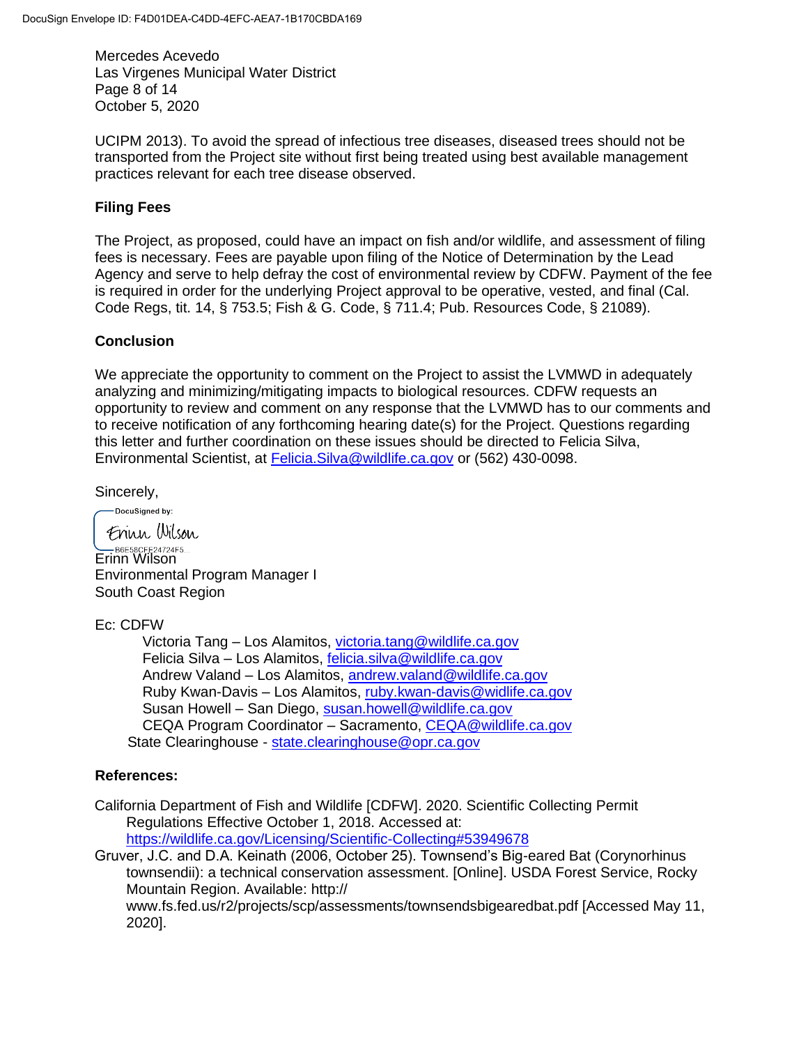UCIPM 2013). To avoid the spread of infectious tree diseases, diseased trees should not be transported from the Project site without first being treated using best available management practices relevant for each tree disease observed.

## Filing Fees

The Project, as proposed, could have an impact on fish and/or wildlife, and assessment of filing fees is necessary. Fees are payable upon filing of the Notice of Determination by the Lead Agency and serve to help defray the cost of environmental review by CDFW. Payment of the fee is required in order for the underlying Project approval to be operative, vested, and final (Cal. Code Regs, tit. 14, § 753.5; Fish & G. Code, § 711.4; Pub. Resources Code, § 21089).

## Conclusion

We appreciate the opportunity to comment on the Project to assist the LVMWD in adequately analyzing and minimizing/mitigating impacts to biological resources. CDFW requests an opportunity to review and comment on any response that the LVMWD has to our comments and to receive notification of any forthcoming hearing date(s) for the Project. Questions regarding this letter and further coordination on these issues should be directed to Felicia Silva, Environmental Scientist, at Felicia.Silva@wildlife.ca.gov or (562) 430-0098.

Sincerely,

DocuSigned by:
Erinn Wilson
B6E58CFE24724F5...

Erinn Wilson
Environmental Program Manager I
South Coast Region

Ec: CDFW

Victoria Tang – Los Alamitos, victoria.tang@wildlife.ca.gov
Felicia Silva – Los Alamitos, felicia.silva@wildlife.ca.gov
Andrew Valand – Los Alamitos, andrew.valand@wildlife.ca.gov
Ruby Kwan-Davis – Los Alamitos, ruby.kwan-davis@widlife.ca.gov
Susan Howell – San Diego, susan.howell@wildlife.ca.gov
CEQA Program Coordinator – Sacramento, CEQA@wildlife.ca.gov

State Clearinghouse - state.clearinghouse@opr.ca.gov

## References:

California Department of Fish and Wildlife [CDFW]. 2020. Scientific Collecting Permit Regulations Effective October 1, 2018. Accessed at: https://wildlife.ca.gov/Licensing/Scientific-Collecting#53949678

Gruver, J.C. and D.A. Keinath (2006, October 25). Townsend's Big-eared Bat (Corynorhinus townsendii): a technical conservation assessment. [Online]. USDA Forest Service, Rocky Mountain Region. Available: http:// www.fs.fed.us/r2/projects/scp/assessments/townsendsbigearedbat.pdf [Accessed May 11, 2020].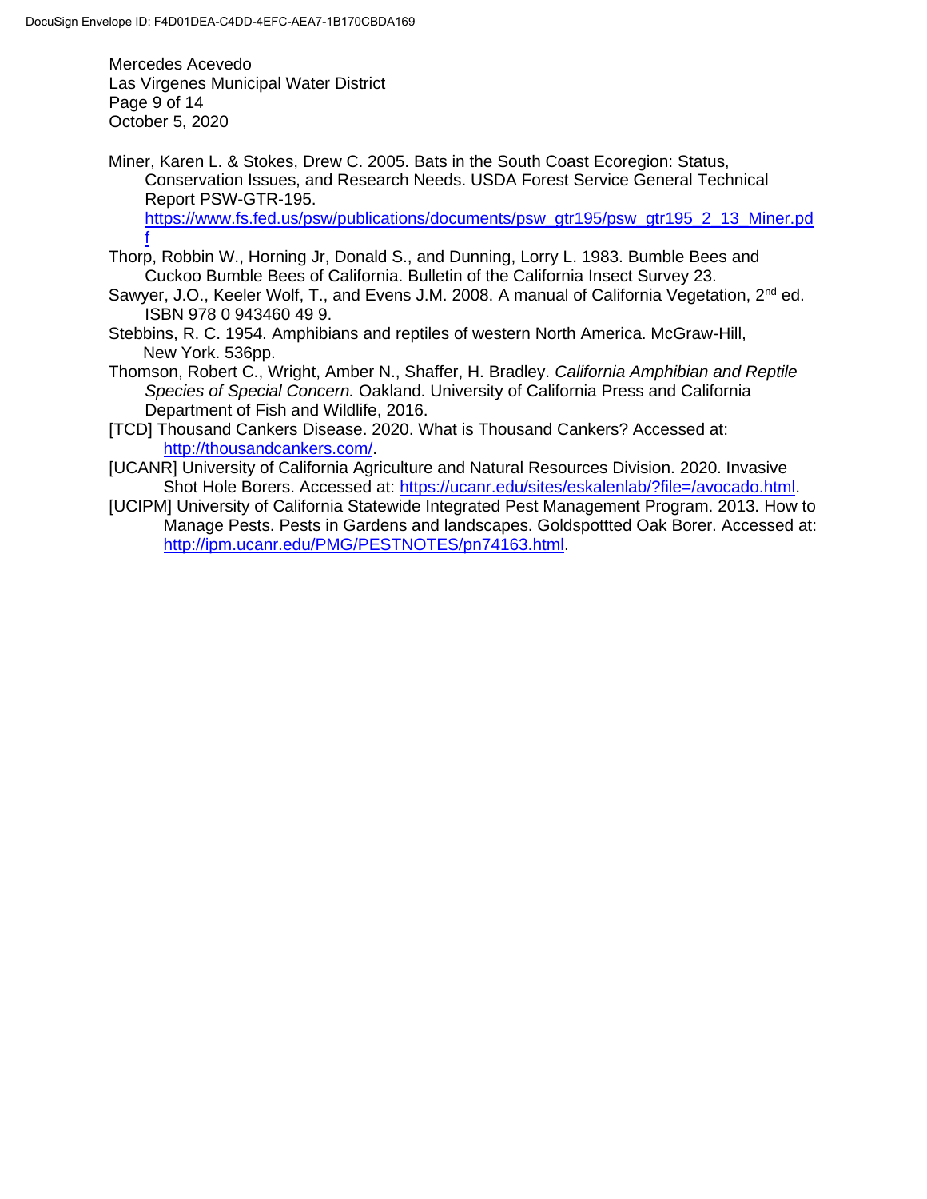Miner, Karen L. & Stokes, Drew C. 2005. Bats in the South Coast Ecoregion: Status, Conservation Issues, and Research Needs. USDA Forest Service General Technical Report PSW-GTR-195. https://www.fs.fed.us/psw/publications/documents/psw_gtr195/psw_gtr195_2_13_Miner.pdf

Thorp, Robbin W., Horning Jr, Donald S., and Dunning, Lorry L. 1983. Bumble Bees and Cuckoo Bumble Bees of California. Bulletin of the California Insect Survey 23.

Sawyer, J.O., Keeler Wolf, T., and Evens J.M. 2008. A manual of California Vegetation, 2nd ed. ISBN 978 0 943460 49 9.

Stebbins, R. C. 1954. Amphibians and reptiles of western North America. McGraw-Hill, New York. 536pp.

Thomson, Robert C., Wright, Amber N., Shaffer, H. Bradley. *California Amphibian and Reptile Species of Special Concern.* Oakland. University of California Press and California Department of Fish and Wildlife, 2016.

[TCD] Thousand Cankers Disease. 2020. What is Thousand Cankers? Accessed at: http://thousandcankers.com/.

[UCANR] University of California Agriculture and Natural Resources Division. 2020. Invasive Shot Hole Borers. Accessed at: https://ucanr.edu/sites/eskalenlab/?file=/avocado.html.

[UCIPM] University of California Statewide Integrated Pest Management Program. 2013. How to Manage Pests. Pests in Gardens and landscapes. Goldspottted Oak Borer. Accessed at: http://ipm.ucanr.edu/PMG/PESTNOTES/pn74163.html.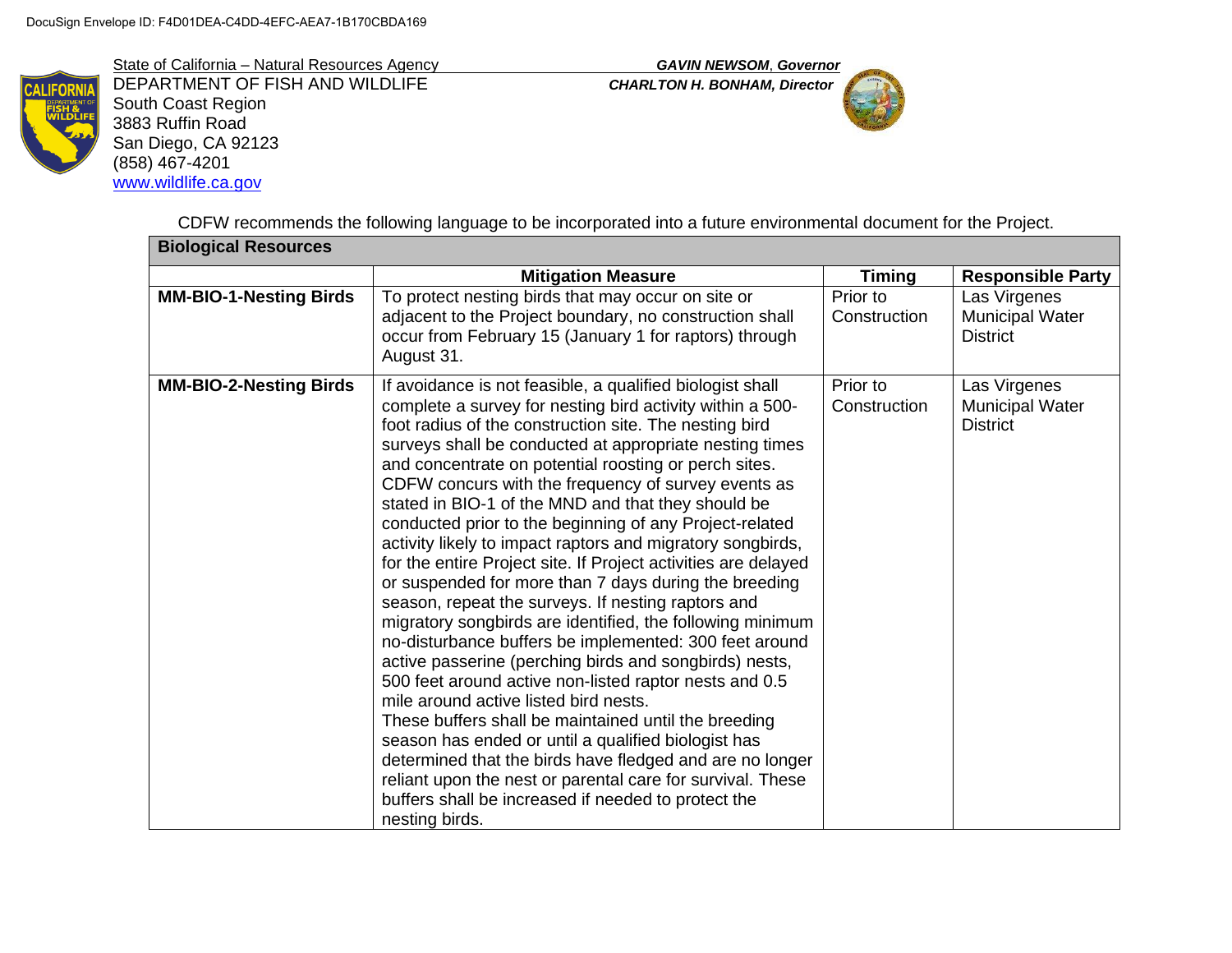State of California – Natural Resources Agency
DEPARTMENT OF FISH AND WILDLIFE
South Coast Region
3883 Ruffin Road
San Diego, CA 92123
(858) 467-4201
www.wildlife.ca.gov

***GAVIN NEWSOM*, *Governor***
***CHARLTON H. BONHAM, Director***

CDFW recommends the following language to be incorporated into a future environmental document for the Project.

| **Biological Resources** | | | |
|---|---|---|---|
| | **Mitigation Measure** | **Timing** | **Responsible Party** |
| **MM-BIO-1-Nesting Birds** | To protect nesting birds that may occur on site or adjacent to the Project boundary, no construction shall occur from February 15 (January 1 for raptors) through August 31. | Prior to Construction | Las Virgenes Municipal Water District |
| **MM-BIO-2-Nesting Birds** | If avoidance is not feasible, a qualified biologist shall complete a survey for nesting bird activity within a 500-foot radius of the construction site. The nesting bird surveys shall be conducted at appropriate nesting times and concentrate on potential roosting or perch sites. CDFW concurs with the frequency of survey events as stated in BIO-1 of the MND and that they should be conducted prior to the beginning of any Project-related activity likely to impact raptors and migratory songbirds, for the entire Project site. If Project activities are delayed or suspended for more than 7 days during the breeding season, repeat the surveys. If nesting raptors and migratory songbirds are identified, the following minimum no-disturbance buffers be implemented: 300 feet around active passerine (perching birds and songbirds) nests, 500 feet around active non-listed raptor nests and 0.5 mile around active listed bird nests. These buffers shall be maintained until the breeding season has ended or until a qualified biologist has determined that the birds have fledged and are no longer reliant upon the nest or parental care for survival. These buffers shall be increased if needed to protect the nesting birds. | Prior to Construction | Las Virgenes Municipal Water District |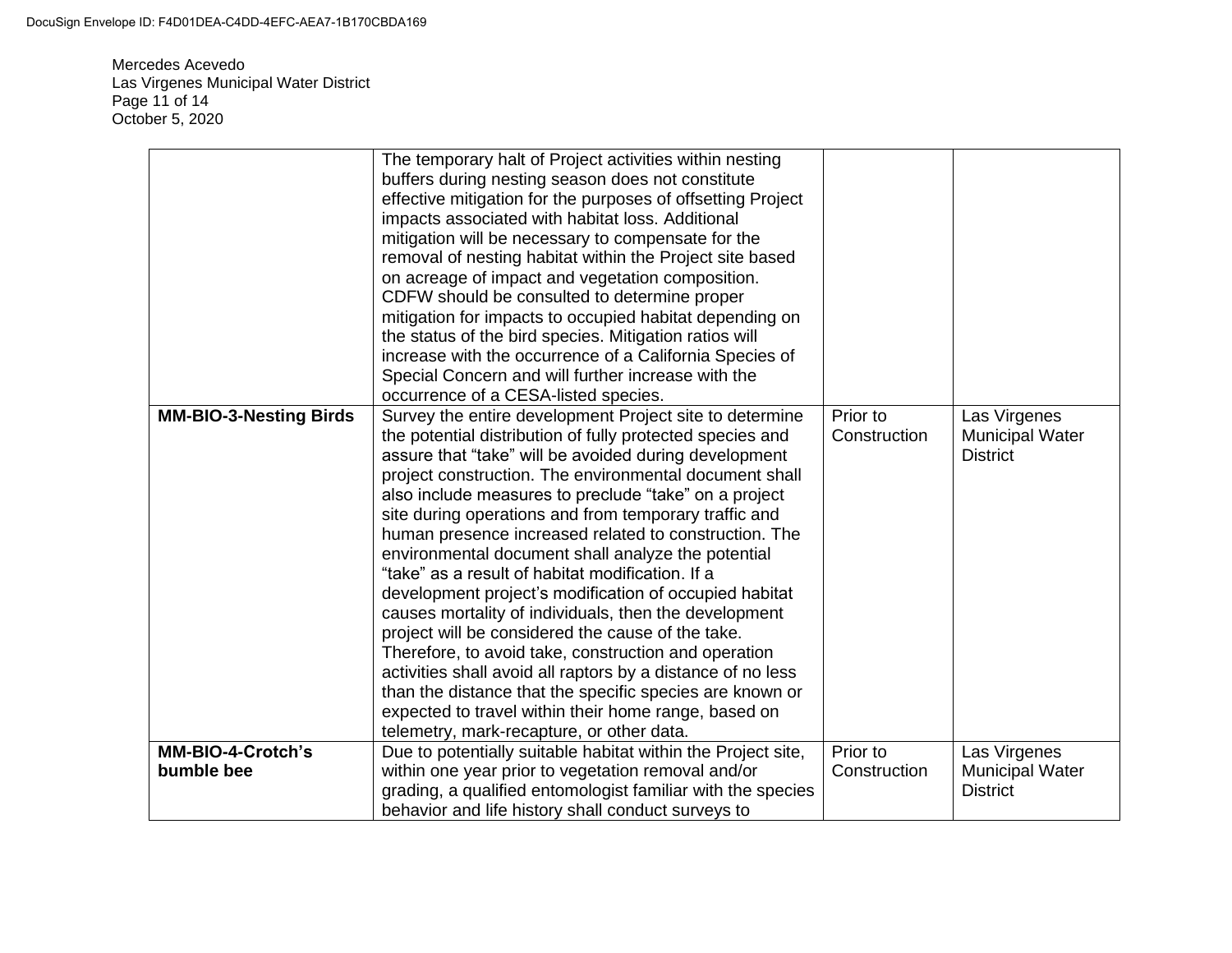Mercedes Acevedo
Las Virgenes Municipal Water District
October 5, 2020

| | | | |
|---|---|---|---|
| | The temporary halt of Project activities within nesting buffers during nesting season does not constitute effective mitigation for the purposes of offsetting Project impacts associated with habitat loss. Additional mitigation will be necessary to compensate for the removal of nesting habitat within the Project site based on acreage of impact and vegetation composition. CDFW should be consulted to determine proper mitigation for impacts to occupied habitat depending on the status of the bird species. Mitigation ratios will increase with the occurrence of a California Species of Special Concern and will further increase with the occurrence of a CESA-listed species. | | |
| **MM-BIO-3-Nesting Birds** | Survey the entire development Project site to determine the potential distribution of fully protected species and assure that "take" will be avoided during development project construction. The environmental document shall also include measures to preclude "take" on a project site during operations and from temporary traffic and human presence increased related to construction. The environmental document shall analyze the potential "take" as a result of habitat modification. If a development project's modification of occupied habitat causes mortality of individuals, then the development project will be considered the cause of the take. Therefore, to avoid take, construction and operation activities shall avoid all raptors by a distance of no less than the distance that the specific species are known or expected to travel within their home range, based on telemetry, mark-recapture, or other data. | Prior to Construction | Las Virgenes Municipal Water District |
| **MM-BIO-4-Crotch's bumble bee** | Due to potentially suitable habitat within the Project site, within one year prior to vegetation removal and/or grading, a qualified entomologist familiar with the species behavior and life history shall conduct surveys to | Prior to Construction | Las Virgenes Municipal Water District |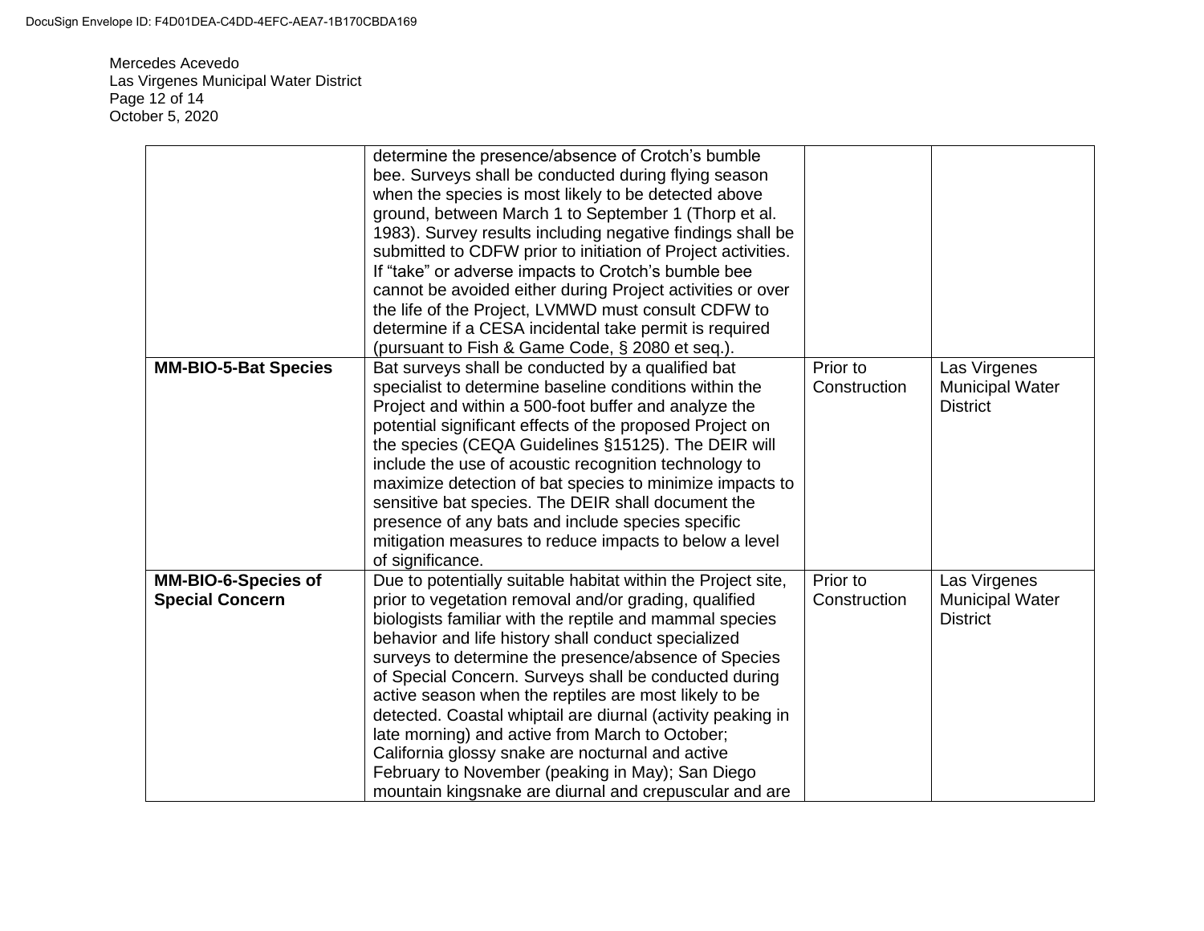| | | | |
|---|---|---|---|
| | determine the presence/absence of Crotch's bumble bee. Surveys shall be conducted during flying season when the species is most likely to be detected above ground, between March 1 to September 1 (Thorp et al. 1983). Survey results including negative findings shall be submitted to CDFW prior to initiation of Project activities. If "take" or adverse impacts to Crotch's bumble bee cannot be avoided either during Project activities or over the life of the Project, LVMWD must consult CDFW to determine if a CESA incidental take permit is required (pursuant to Fish & Game Code, § 2080 et seq.). | | |
| **MM-BIO-5-Bat Species** | Bat surveys shall be conducted by a qualified bat specialist to determine baseline conditions within the Project and within a 500-foot buffer and analyze the potential significant effects of the proposed Project on the species (CEQA Guidelines §15125). The DEIR will include the use of acoustic recognition technology to maximize detection of bat species to minimize impacts to sensitive bat species. The DEIR shall document the presence of any bats and include species specific mitigation measures to reduce impacts to below a level of significance. | Prior to Construction | Las Virgenes Municipal Water District |
| **MM-BIO-6-Species of Special Concern** | Due to potentially suitable habitat within the Project site, prior to vegetation removal and/or grading, qualified biologists familiar with the reptile and mammal species behavior and life history shall conduct specialized surveys to determine the presence/absence of Species of Special Concern. Surveys shall be conducted during active season when the reptiles are most likely to be detected. Coastal whiptail are diurnal (activity peaking in late morning) and active from March to October; California glossy snake are nocturnal and active February to November (peaking in May); San Diego mountain kingsnake are diurnal and crepuscular and are | Prior to Construction | Las Virgenes Municipal Water District |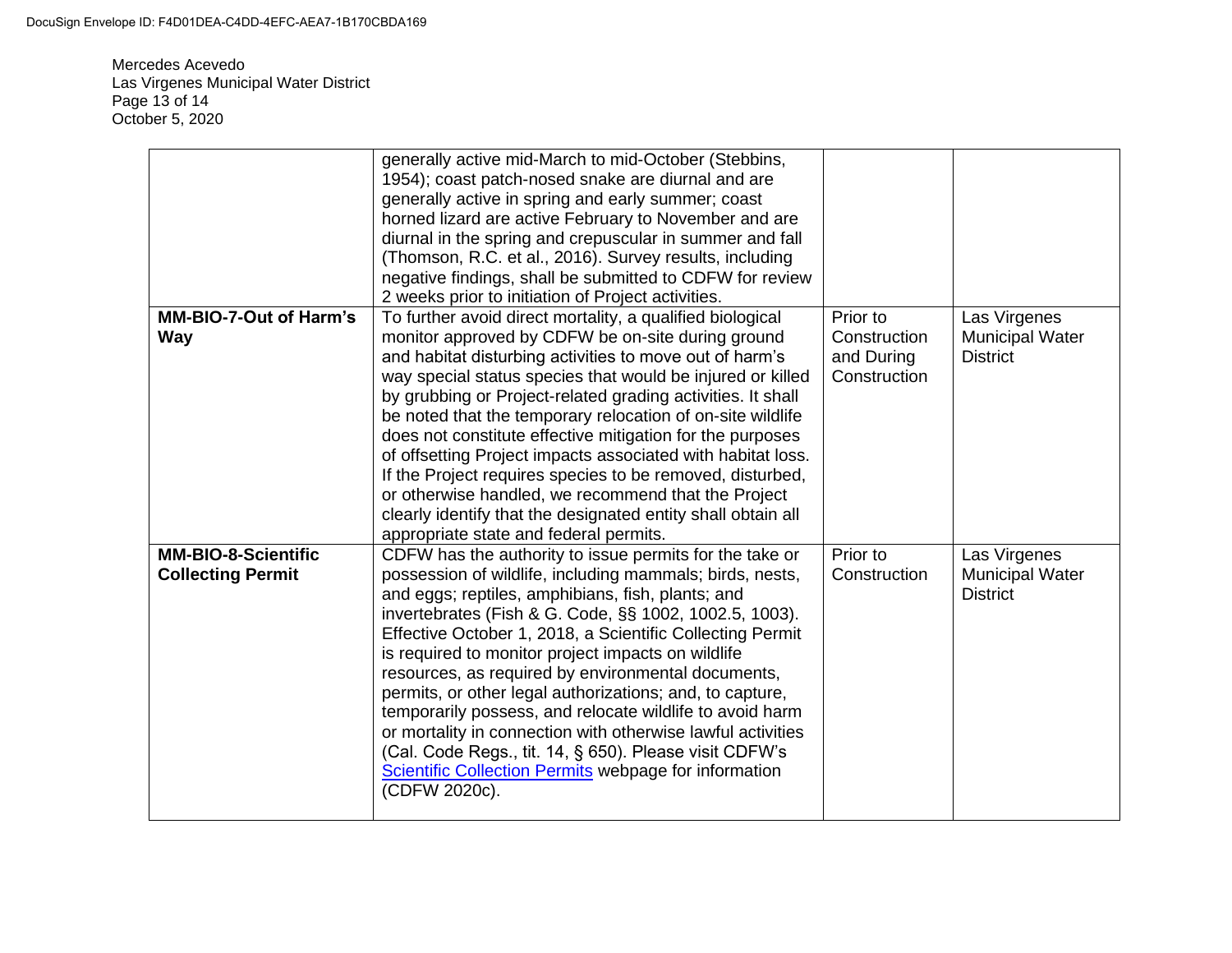|  |  |  |  |
|---|---|---|---|
|  | generally active mid-March to mid-October (Stebbins, 1954); coast patch-nosed snake are diurnal and are generally active in spring and early summer; coast horned lizard are active February to November and are diurnal in the spring and crepuscular in summer and fall (Thomson, R.C. et al., 2016). Survey results, including negative findings, shall be submitted to CDFW for review 2 weeks prior to initiation of Project activities. |  |  |
| **MM-BIO-7-Out of Harm's Way** | To further avoid direct mortality, a qualified biological monitor approved by CDFW be on-site during ground and habitat disturbing activities to move out of harm's way special status species that would be injured or killed by grubbing or Project-related grading activities. It shall be noted that the temporary relocation of on-site wildlife does not constitute effective mitigation for the purposes of offsetting Project impacts associated with habitat loss. If the Project requires species to be removed, disturbed, or otherwise handled, we recommend that the Project clearly identify that the designated entity shall obtain all appropriate state and federal permits. | Prior to Construction and During Construction | Las Virgenes Municipal Water District |
| **MM-BIO-8-Scientific Collecting Permit** | CDFW has the authority to issue permits for the take or possession of wildlife, including mammals; birds, nests, and eggs; reptiles, amphibians, fish, plants; and invertebrates (Fish & G. Code, §§ 1002, 1002.5, 1003). Effective October 1, 2018, a Scientific Collecting Permit is required to monitor project impacts on wildlife resources, as required by environmental documents, permits, or other legal authorizations; and, to capture, temporarily possess, and relocate wildlife to avoid harm or mortality in connection with otherwise lawful activities (Cal. Code Regs., tit. 14, § 650). Please visit CDFW's Scientific Collection Permits webpage for information (CDFW 2020c). | Prior to Construction | Las Virgenes Municipal Water District |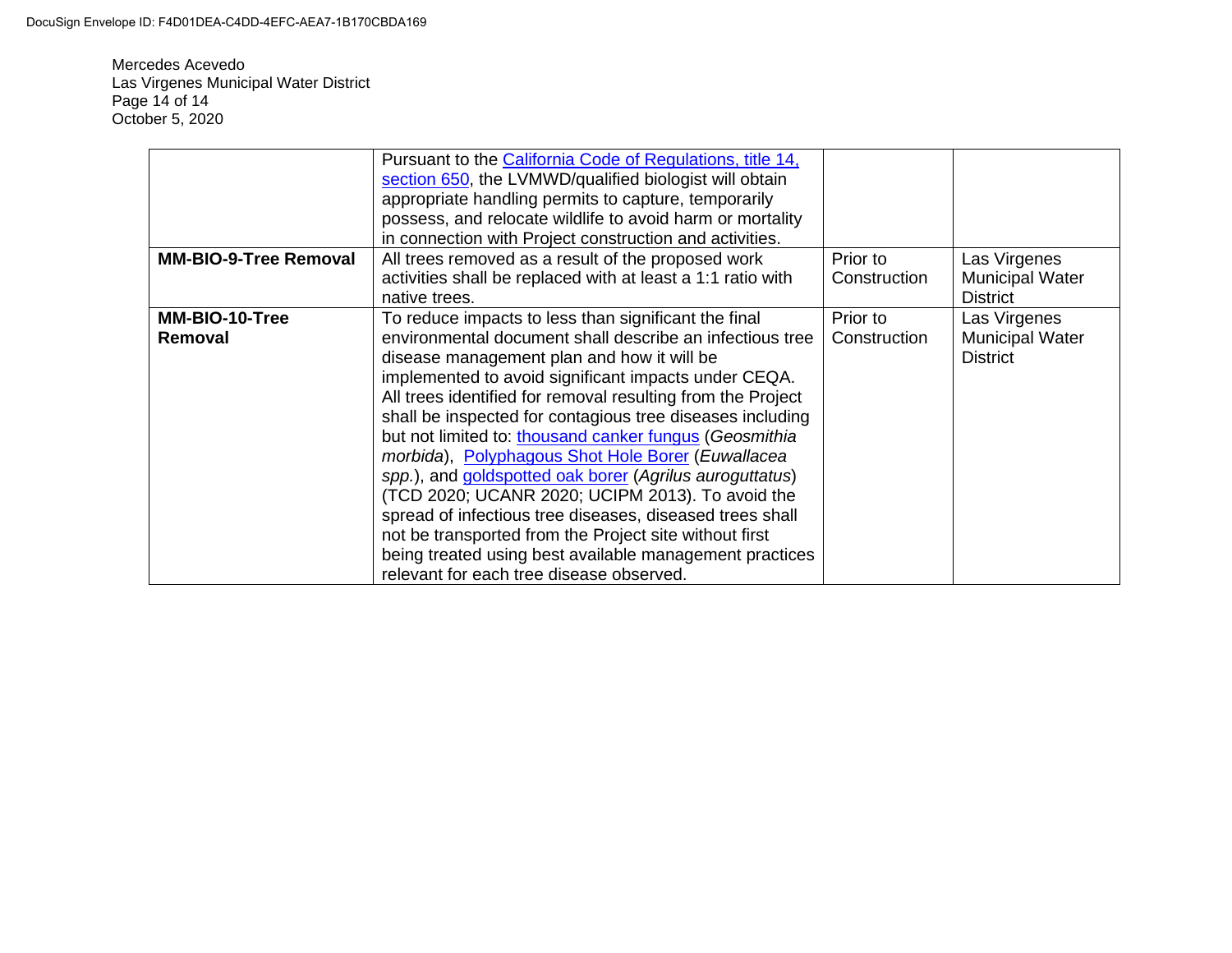| | | | |
|---|---|---|---|
| | Pursuant to the California Code of Regulations, title 14, section 650, the LVMWD/qualified biologist will obtain appropriate handling permits to capture, temporarily possess, and relocate wildlife to avoid harm or mortality in connection with Project construction and activities. | | |
| **MM-BIO-9-Tree Removal** | All trees removed as a result of the proposed work activities shall be replaced with at least a 1:1 ratio with native trees. | Prior to Construction | Las Virgenes Municipal Water District |
| **MM-BIO-10-Tree Removal** | To reduce impacts to less than significant the final environmental document shall describe an infectious tree disease management plan and how it will be implemented to avoid significant impacts under CEQA. All trees identified for removal resulting from the Project shall be inspected for contagious tree diseases including but not limited to: thousand canker fungus (*Geosmithia morbida*), Polyphagous Shot Hole Borer (*Euwallacea spp.*), and goldspotted oak borer (*Agrilus auroguttatus*) (TCD 2020; UCANR 2020; UCIPM 2013). To avoid the spread of infectious tree diseases, diseased trees shall not be transported from the Project site without first being treated using best available management practices relevant for each tree disease observed. | Prior to Construction | Las Virgenes Municipal Water District |